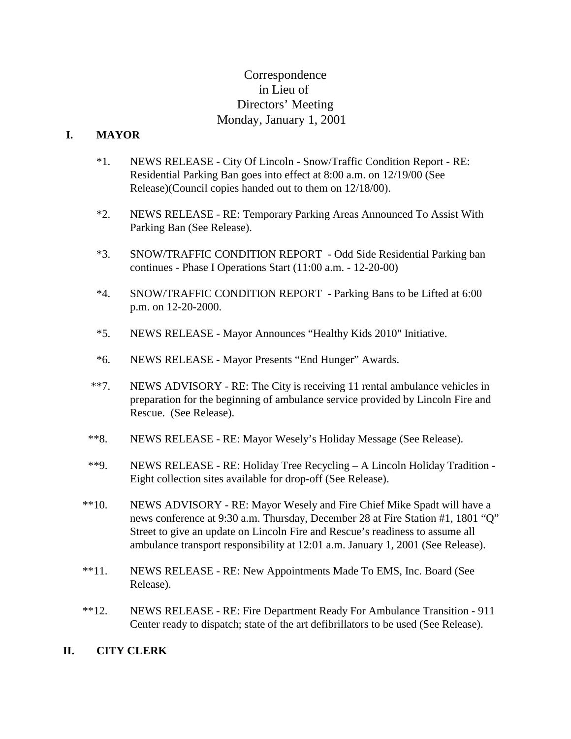# Correspondence
# in Lieu of
# Directors' Meeting
# Monday, January 1, 2001

## I. MAYOR

*1. NEWS RELEASE - City Of Lincoln - Snow/Traffic Condition Report - RE: Residential Parking Ban goes into effect at 8:00 a.m. on 12/19/00 (See Release)(Council copies handed out to them on 12/18/00).

*2. NEWS RELEASE - RE: Temporary Parking Areas Announced To Assist With Parking Ban (See Release).

*3. SNOW/TRAFFIC CONDITION REPORT - Odd Side Residential Parking ban continues - Phase I Operations Start (11:00 a.m. - 12-20-00)

*4. SNOW/TRAFFIC CONDITION REPORT - Parking Bans to be Lifted at 6:00 p.m. on 12-20-2000.

*5. NEWS RELEASE - Mayor Announces "Healthy Kids 2010" Initiative.

*6. NEWS RELEASE - Mayor Presents "End Hunger" Awards.

**7. NEWS ADVISORY - RE: The City is receiving 11 rental ambulance vehicles in preparation for the beginning of ambulance service provided by Lincoln Fire and Rescue. (See Release).

**8. NEWS RELEASE - RE: Mayor Wesely's Holiday Message (See Release).

**9. NEWS RELEASE - RE: Holiday Tree Recycling – A Lincoln Holiday Tradition - Eight collection sites available for drop-off (See Release).

**10. NEWS ADVISORY - RE: Mayor Wesely and Fire Chief Mike Spadt will have a news conference at 9:30 a.m. Thursday, December 28 at Fire Station #1, 1801 "Q" Street to give an update on Lincoln Fire and Rescue's readiness to assume all ambulance transport responsibility at 12:01 a.m. January 1, 2001 (See Release).

**11. NEWS RELEASE - RE: New Appointments Made To EMS, Inc. Board (See Release).

**12. NEWS RELEASE - RE: Fire Department Ready For Ambulance Transition - 911 Center ready to dispatch; state of the art defibrillators to be used (See Release).

## II. CITY CLERK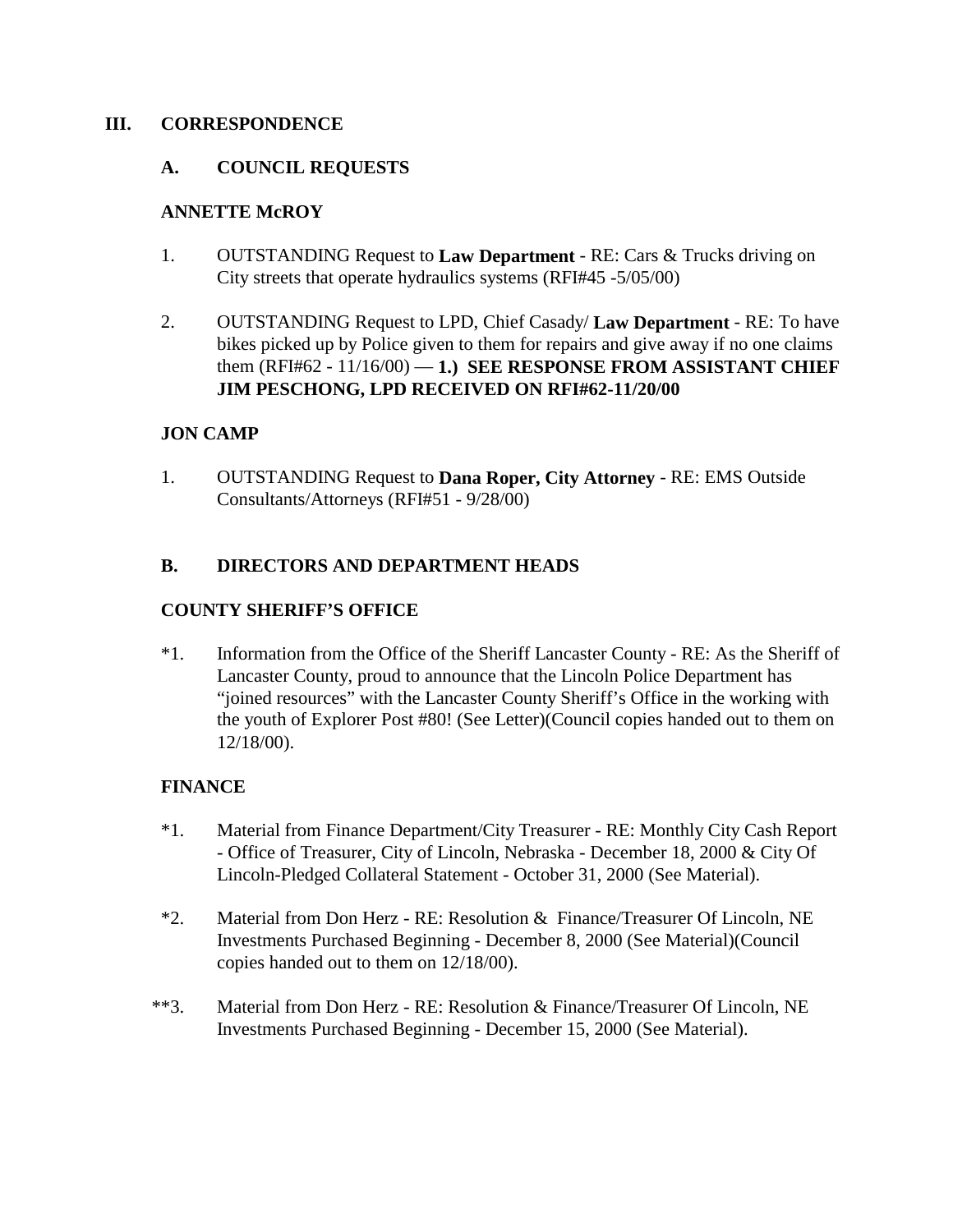## III. CORRESPONDENCE

### A. COUNCIL REQUESTS

**ANNETTE McROY**

1. OUTSTANDING Request to **Law Department** - RE: Cars & Trucks driving on City streets that operate hydraulics systems (RFI#45 -5/05/00)

2. OUTSTANDING Request to LPD, Chief Casady/ **Law Department** - RE: To have bikes picked up by Police given to them for repairs and give away if no one claims them (RFI#62 - 11/16/00) — **1.) SEE RESPONSE FROM ASSISTANT CHIEF JIM PESCHONG, LPD RECEIVED ON RFI#62-11/20/00**

**JON CAMP**

1. OUTSTANDING Request to **Dana Roper, City Attorney** - RE: EMS Outside Consultants/Attorneys (RFI#51 - 9/28/00)

### B. DIRECTORS AND DEPARTMENT HEADS

**COUNTY SHERIFF'S OFFICE**

*1. Information from the Office of the Sheriff Lancaster County - RE: As the Sheriff of Lancaster County, proud to announce that the Lincoln Police Department has "joined resources" with the Lancaster County Sheriff's Office in the working with the youth of Explorer Post #80! (See Letter)(Council copies handed out to them on 12/18/00).

**FINANCE**

*1. Material from Finance Department/City Treasurer - RE: Monthly City Cash Report - Office of Treasurer, City of Lincoln, Nebraska - December 18, 2000 & City Of Lincoln-Pledged Collateral Statement - October 31, 2000 (See Material).

*2. Material from Don Herz - RE: Resolution & Finance/Treasurer Of Lincoln, NE Investments Purchased Beginning - December 8, 2000 (See Material)(Council copies handed out to them on 12/18/00).

**3. Material from Don Herz - RE: Resolution & Finance/Treasurer Of Lincoln, NE Investments Purchased Beginning - December 15, 2000 (See Material).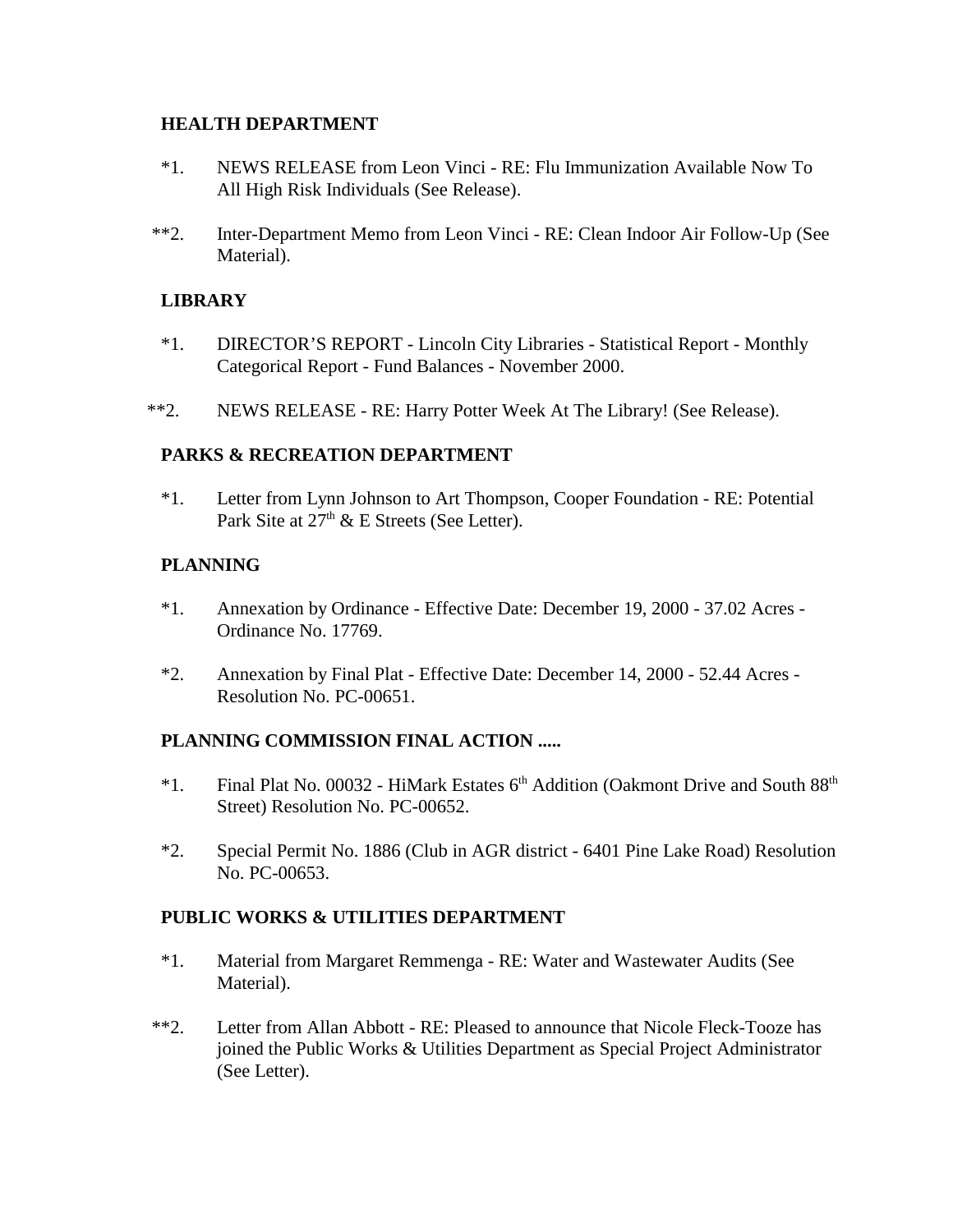**HEALTH DEPARTMENT**

*1. NEWS RELEASE from Leon Vinci - RE: Flu Immunization Available Now To All High Risk Individuals (See Release).

**2. Inter-Department Memo from Leon Vinci - RE: Clean Indoor Air Follow-Up (See Material).

**LIBRARY**

*1. DIRECTOR'S REPORT - Lincoln City Libraries - Statistical Report - Monthly Categorical Report - Fund Balances - November 2000.

**2. NEWS RELEASE - RE: Harry Potter Week At The Library! (See Release).

**PARKS & RECREATION DEPARTMENT**

*1. Letter from Lynn Johnson to Art Thompson, Cooper Foundation - RE: Potential Park Site at 27th & E Streets (See Letter).

**PLANNING**

*1. Annexation by Ordinance - Effective Date: December 19, 2000 - 37.02 Acres - Ordinance No. 17769.

*2. Annexation by Final Plat - Effective Date: December 14, 2000 - 52.44 Acres - Resolution No. PC-00651.

**PLANNING COMMISSION FINAL ACTION .....**

*1. Final Plat No. 00032 - HiMark Estates 6th Addition (Oakmont Drive and South 88th Street) Resolution No. PC-00652.

*2. Special Permit No. 1886 (Club in AGR district - 6401 Pine Lake Road) Resolution No. PC-00653.

**PUBLIC WORKS & UTILITIES DEPARTMENT**

*1. Material from Margaret Remmenga - RE: Water and Wastewater Audits (See Material).

**2. Letter from Allan Abbott - RE: Pleased to announce that Nicole Fleck-Tooze has joined the Public Works & Utilities Department as Special Project Administrator (See Letter).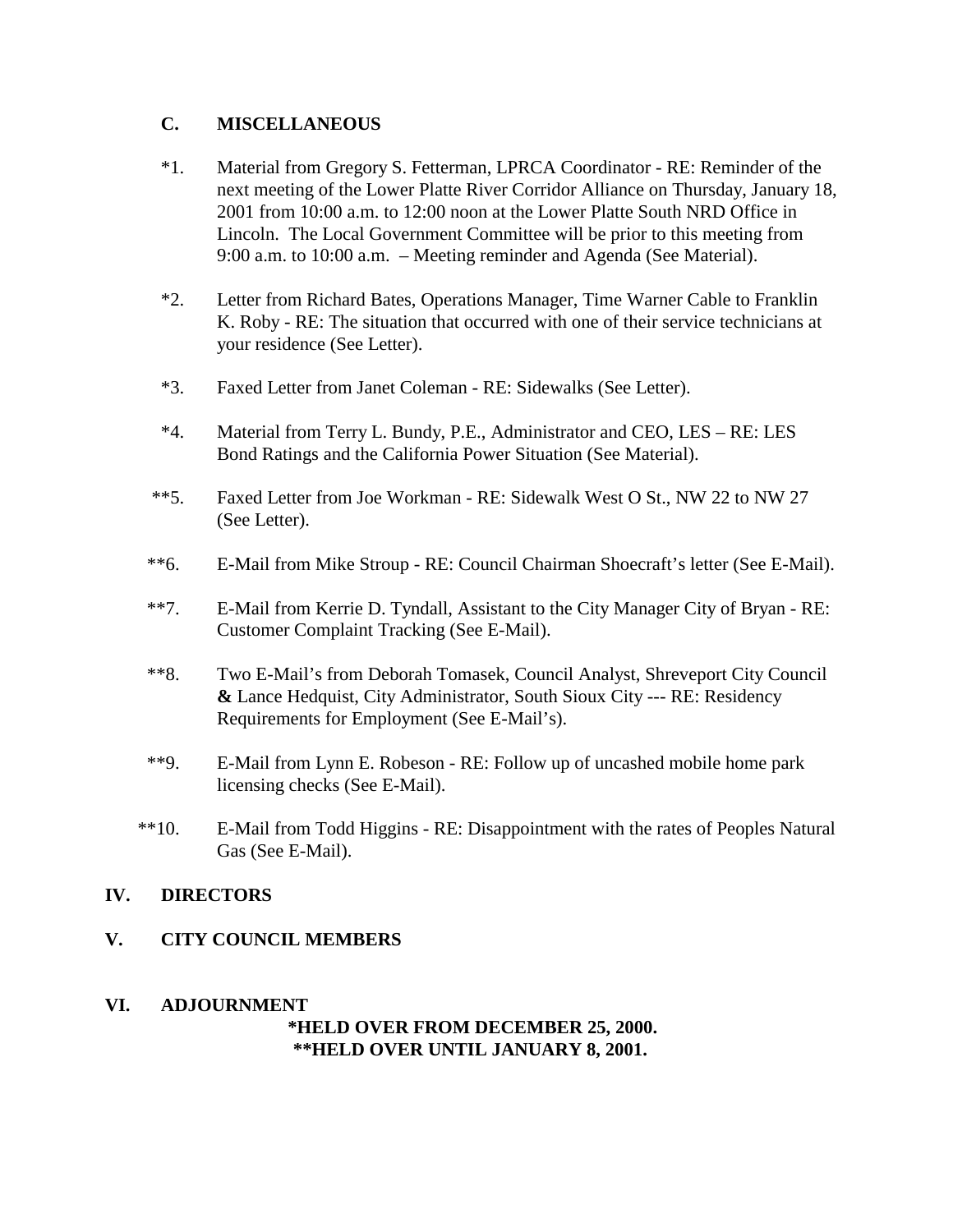### C. MISCELLANEOUS

*1. Material from Gregory S. Fetterman, LPRCA Coordinator - RE: Reminder of the next meeting of the Lower Platte River Corridor Alliance on Thursday, January 18, 2001 from 10:00 a.m. to 12:00 noon at the Lower Platte South NRD Office in Lincoln. The Local Government Committee will be prior to this meeting from 9:00 a.m. to 10:00 a.m. – Meeting reminder and Agenda (See Material).

*2. Letter from Richard Bates, Operations Manager, Time Warner Cable to Franklin K. Roby - RE: The situation that occurred with one of their service technicians at your residence (See Letter).

*3. Faxed Letter from Janet Coleman - RE: Sidewalks (See Letter).

*4. Material from Terry L. Bundy, P.E., Administrator and CEO, LES – RE: LES Bond Ratings and the California Power Situation (See Material).

**5. Faxed Letter from Joe Workman - RE: Sidewalk West O St., NW 22 to NW 27 (See Letter).

**6. E-Mail from Mike Stroup - RE: Council Chairman Shoecraft's letter (See E-Mail).

**7. E-Mail from Kerrie D. Tyndall, Assistant to the City Manager City of Bryan - RE: Customer Complaint Tracking (See E-Mail).

**8. Two E-Mail's from Deborah Tomasek, Council Analyst, Shreveport City Council **&** Lance Hedquist, City Administrator, South Sioux City --- RE: Residency Requirements for Employment (See E-Mail's).

**9. E-Mail from Lynn E. Robeson - RE: Follow up of uncashed mobile home park licensing checks (See E-Mail).

**10. E-Mail from Todd Higgins - RE: Disappointment with the rates of Peoples Natural Gas (See E-Mail).

## IV. DIRECTORS

## V. CITY COUNCIL MEMBERS

## VI. ADJOURNMENT

**\*HELD OVER FROM DECEMBER 25, 2000.**
**\*\*HELD OVER UNTIL JANUARY 8, 2001.**